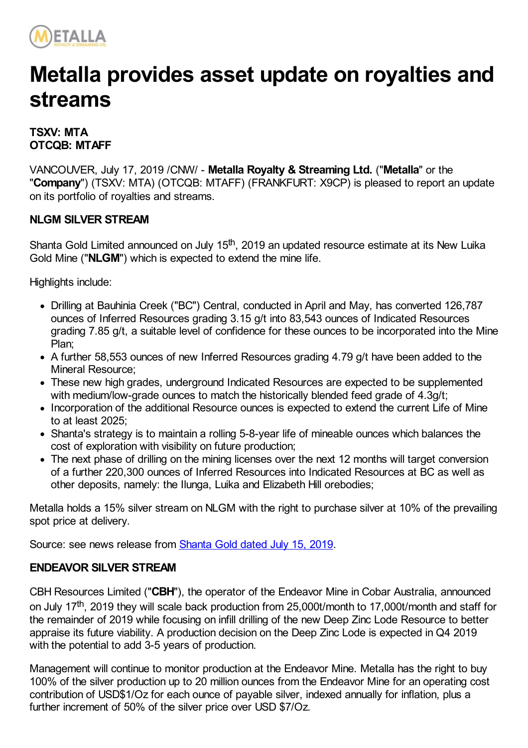# Metalla provides asset update on royalties and streams

**TSXV: MTA**
**OTCQB: MTAFF**

VANCOUVER, July 17, 2019 /CNW/ - **Metalla Royalty & Streaming Ltd.** ("**Metalla**" or the "**Company**") (TSXV: MTA) (OTCQB: MTAFF) (FRANKFURT: X9CP) is pleased to report an update on its portfolio of royalties and streams.

### NLGM SILVER STREAM

Shanta Gold Limited announced on July 15th, 2019 an updated resource estimate at its New Luika Gold Mine ("**NLGM**") which is expected to extend the mine life.

Highlights include:

- Drilling at Bauhinia Creek ("BC") Central, conducted in April and May, has converted 126,787 ounces of Inferred Resources grading 3.15 g/t into 83,543 ounces of Indicated Resources grading 7.85 g/t, a suitable level of confidence for these ounces to be incorporated into the Mine Plan;
- A further 58,553 ounces of new Inferred Resources grading 4.79 g/t have been added to the Mineral Resource;
- These new high grades, underground Indicated Resources are expected to be supplemented with medium/low-grade ounces to match the historically blended feed grade of 4.3g/t;
- Incorporation of the additional Resource ounces is expected to extend the current Life of Mine to at least 2025;
- Shanta's strategy is to maintain a rolling 5-8-year life of mineable ounces which balances the cost of exploration with visibility on future production;
- The next phase of drilling on the mining licenses over the next 12 months will target conversion of a further 220,300 ounces of Inferred Resources into Indicated Resources at BC as well as other deposits, namely: the Ilunga, Luika and Elizabeth Hill orebodies;

Metalla holds a 15% silver stream on NLGM with the right to purchase silver at 10% of the prevailing spot price at delivery.

Source: see news release from Shanta Gold dated July 15, 2019.

### ENDEAVOR SILVER STREAM

CBH Resources Limited ("**CBH**"), the operator of the Endeavor Mine in Cobar Australia, announced on July 17th, 2019 they will scale back production from 25,000t/month to 17,000t/month and staff for the remainder of 2019 while focusing on infill drilling of the new Deep Zinc Lode Resource to better appraise its future viability. A production decision on the Deep Zinc Lode is expected in Q4 2019 with the potential to add 3-5 years of production.

Management will continue to monitor production at the Endeavor Mine. Metalla has the right to buy 100% of the silver production up to 20 million ounces from the Endeavor Mine for an operating cost contribution of USD$1/Oz for each ounce of payable silver, indexed annually for inflation, plus a further increment of 50% of the silver price over USD $7/Oz.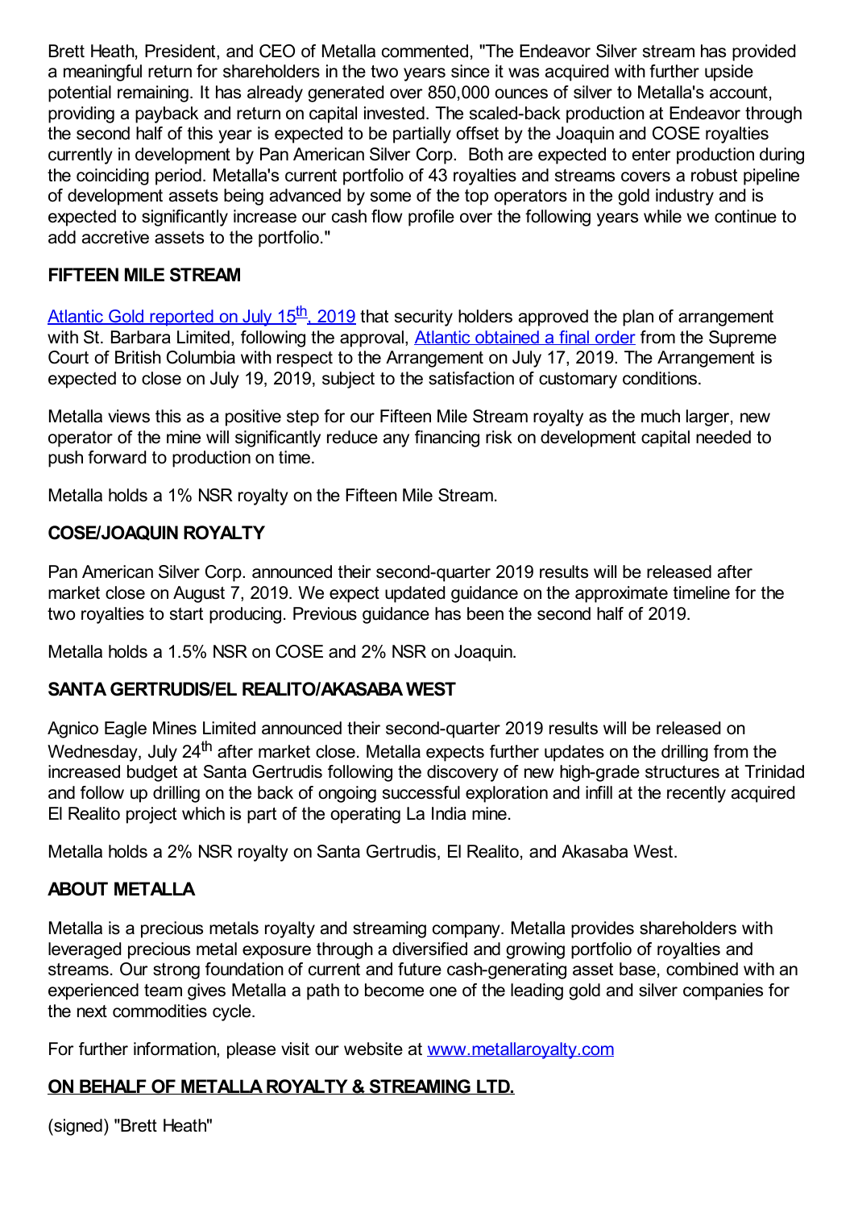Brett Heath, President, and CEO of Metalla commented, "The Endeavor Silver stream has provided a meaningful return for shareholders in the two years since it was acquired with further upside potential remaining. It has already generated over 850,000 ounces of silver to Metalla's account, providing a payback and return on capital invested. The scaled-back production at Endeavor through the second half of this year is expected to be partially offset by the Joaquin and COSE royalties currently in development by Pan American Silver Corp. Both are expected to enter production during the coinciding period. Metalla's current portfolio of 43 royalties and streams covers a robust pipeline of development assets being advanced by some of the top operators in the gold industry and is expected to significantly increase our cash flow profile over the following years while we continue to add accretive assets to the portfolio."

## FIFTEEN MILE STREAM

[Atlantic Gold reported on July 15th, 2019] that security holders approved the plan of arrangement with St. Barbara Limited, following the approval, [Atlantic obtained a final order] from the Supreme Court of British Columbia with respect to the Arrangement on July 17, 2019. The Arrangement is expected to close on July 19, 2019, subject to the satisfaction of customary conditions.

Metalla views this as a positive step for our Fifteen Mile Stream royalty as the much larger, new operator of the mine will significantly reduce any financing risk on development capital needed to push forward to production on time.

Metalla holds a 1% NSR royalty on the Fifteen Mile Stream.

## COSE/JOAQUIN ROYALTY

Pan American Silver Corp. announced their second-quarter 2019 results will be released after market close on August 7, 2019. We expect updated guidance on the approximate timeline for the two royalties to start producing. Previous guidance has been the second half of 2019.

Metalla holds a 1.5% NSR on COSE and 2% NSR on Joaquin.

## SANTA GERTRUDIS/EL REALITO/AKASABA WEST

Agnico Eagle Mines Limited announced their second-quarter 2019 results will be released on Wednesday, July 24th after market close. Metalla expects further updates on the drilling from the increased budget at Santa Gertrudis following the discovery of new high-grade structures at Trinidad and follow up drilling on the back of ongoing successful exploration and infill at the recently acquired El Realito project which is part of the operating La India mine.

Metalla holds a 2% NSR royalty on Santa Gertrudis, El Realito, and Akasaba West.

## ABOUT METALLA

Metalla is a precious metals royalty and streaming company. Metalla provides shareholders with leveraged precious metal exposure through a diversified and growing portfolio of royalties and streams. Our strong foundation of current and future cash-generating asset base, combined with an experienced team gives Metalla a path to become one of the leading gold and silver companies for the next commodities cycle.

For further information, please visit our website at www.metallaroyalty.com

## ON BEHALF OF METALLA ROYALTY & STREAMING LTD.

(signed) "Brett Heath"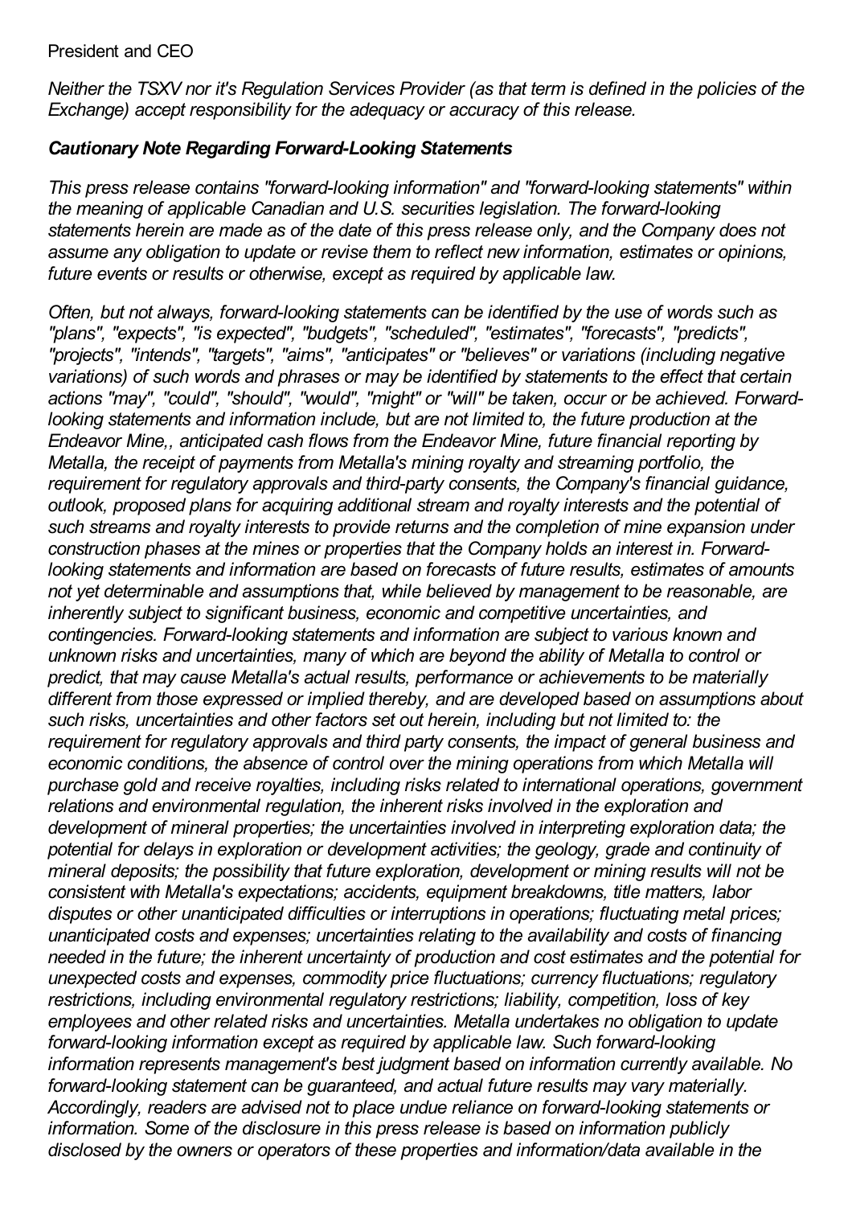President and CEO

*Neither the TSXV nor it's Regulation Services Provider (as that term is defined in the policies of the Exchange) accept responsibility for the adequacy or accuracy of this release.*

***Cautionary Note Regarding Forward-Looking Statements***

*This press release contains "forward-looking information" and "forward-looking statements" within the meaning of applicable Canadian and U.S. securities legislation. The forward-looking statements herein are made as of the date of this press release only, and the Company does not assume any obligation to update or revise them to reflect new information, estimates or opinions, future events or results or otherwise, except as required by applicable law.*

*Often, but not always, forward-looking statements can be identified by the use of words such as "plans", "expects", "is expected", "budgets", "scheduled", "estimates", "forecasts", "predicts", "projects", "intends", "targets", "aims", "anticipates" or "believes" or variations (including negative variations) of such words and phrases or may be identified by statements to the effect that certain actions "may", "could", "should", "would", "might" or "will" be taken, occur or be achieved. Forward-looking statements and information include, but are not limited to, the future production at the Endeavor Mine,, anticipated cash flows from the Endeavor Mine, future financial reporting by Metalla, the receipt of payments from Metalla's mining royalty and streaming portfolio, the requirement for regulatory approvals and third-party consents, the Company's financial guidance, outlook, proposed plans for acquiring additional stream and royalty interests and the potential of such streams and royalty interests to provide returns and the completion of mine expansion under construction phases at the mines or properties that the Company holds an interest in. Forward-looking statements and information are based on forecasts of future results, estimates of amounts not yet determinable and assumptions that, while believed by management to be reasonable, are inherently subject to significant business, economic and competitive uncertainties, and contingencies. Forward-looking statements and information are subject to various known and unknown risks and uncertainties, many of which are beyond the ability of Metalla to control or predict, that may cause Metalla's actual results, performance or achievements to be materially different from those expressed or implied thereby, and are developed based on assumptions about such risks, uncertainties and other factors set out herein, including but not limited to: the requirement for regulatory approvals and third party consents, the impact of general business and economic conditions, the absence of control over the mining operations from which Metalla will purchase gold and receive royalties, including risks related to international operations, government relations and environmental regulation, the inherent risks involved in the exploration and development of mineral properties; the uncertainties involved in interpreting exploration data; the potential for delays in exploration or development activities; the geology, grade and continuity of mineral deposits; the possibility that future exploration, development or mining results will not be consistent with Metalla's expectations; accidents, equipment breakdowns, title matters, labor disputes or other unanticipated difficulties or interruptions in operations; fluctuating metal prices; unanticipated costs and expenses; uncertainties relating to the availability and costs of financing needed in the future; the inherent uncertainty of production and cost estimates and the potential for unexpected costs and expenses, commodity price fluctuations; currency fluctuations; regulatory restrictions, including environmental regulatory restrictions; liability, competition, loss of key employees and other related risks and uncertainties. Metalla undertakes no obligation to update forward-looking information except as required by applicable law. Such forward-looking information represents management's best judgment based on information currently available. No forward-looking statement can be guaranteed, and actual future results may vary materially. Accordingly, readers are advised not to place undue reliance on forward-looking statements or information. Some of the disclosure in this press release is based on information publicly disclosed by the owners or operators of these properties and information/data available in the*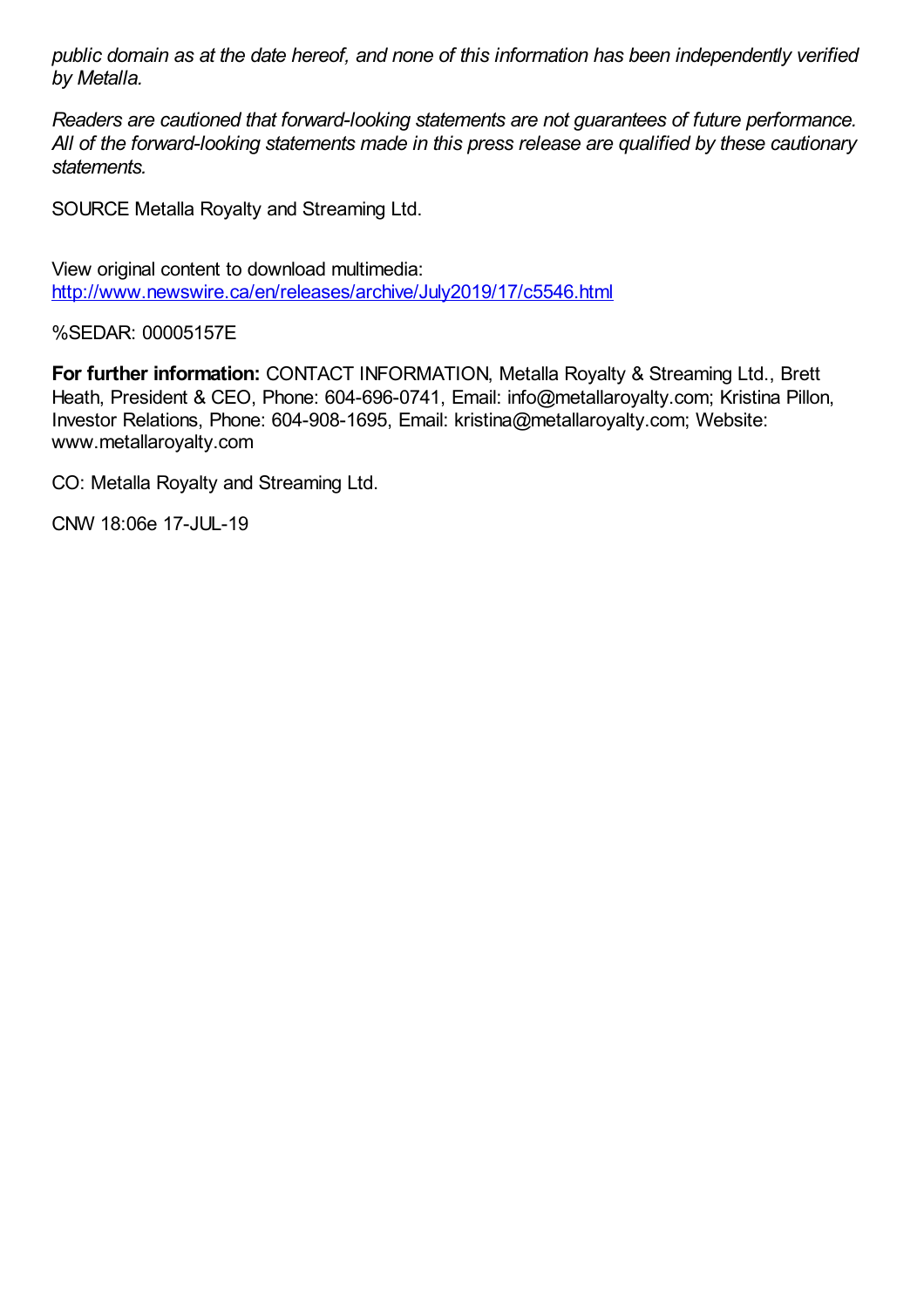*public domain as at the date hereof, and none of this information has been independently verified by Metalla.*

*Readers are cautioned that forward-looking statements are not guarantees of future performance. All of the forward-looking statements made in this press release are qualified by these cautionary statements.*

SOURCE Metalla Royalty and Streaming Ltd.

View original content to download multimedia: [http://www.newswire.ca/en/releases/archive/July2019/17/c5546.html](http://www.newswire.ca/en/releases/archive/July2019/17/c5546.html)

%SEDAR: 00005157E

**For further information:** CONTACT INFORMATION, Metalla Royalty & Streaming Ltd., Brett Heath, President & CEO, Phone: 604-696-0741, Email: info@metallaroyalty.com; Kristina Pillon, Investor Relations, Phone: 604-908-1695, Email: kristina@metallaroyalty.com; Website: www.metallaroyalty.com

CO: Metalla Royalty and Streaming Ltd.

CNW 18:06e 17-JUL-19